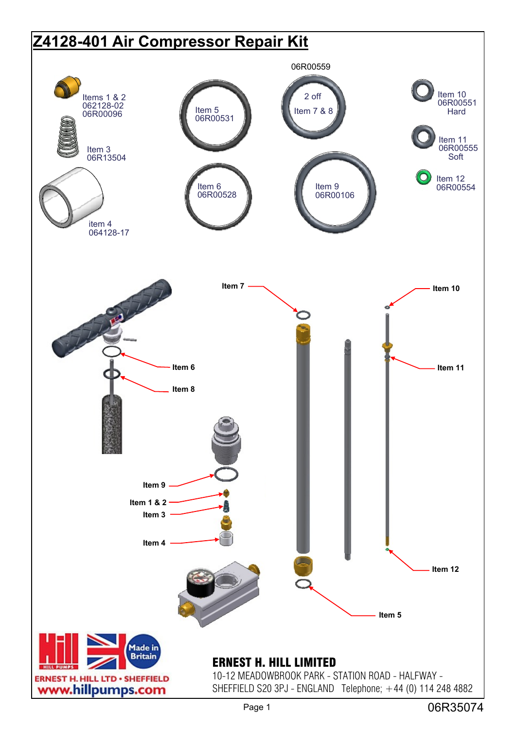# Z4128-401 Air Compressor Repair Kit

Items 1 & 2
062128-02
06R00096

Item 3
06R13504

item 4
064128-17

Item 5
06R00531

Item 6
06R00528

06R00559

2 off
Item 7 & 8

Item 9
06R00106

Item 10
06R00551
Hard

Item 11
06R00555
Soft

Item 12
06R00554

**Item 7**

**Item 10**

**Item 6**

**Item 11**

**Item 8**

**Item 9**

**Item 1 & 2**

**Item 3**

**Item 4**

**Item 12**

**Item 5**

ERNEST H. HILL LTD • SHEFFIELD
www.hillpumps.com

**ERNEST H. HILL LIMITED**
10-12 MEADOWBROOK PARK - STATION ROAD - HALFWAY -
SHEFFIELD S20 3PJ - ENGLAND Telephone; +44 (0) 114 248 4882

06R35074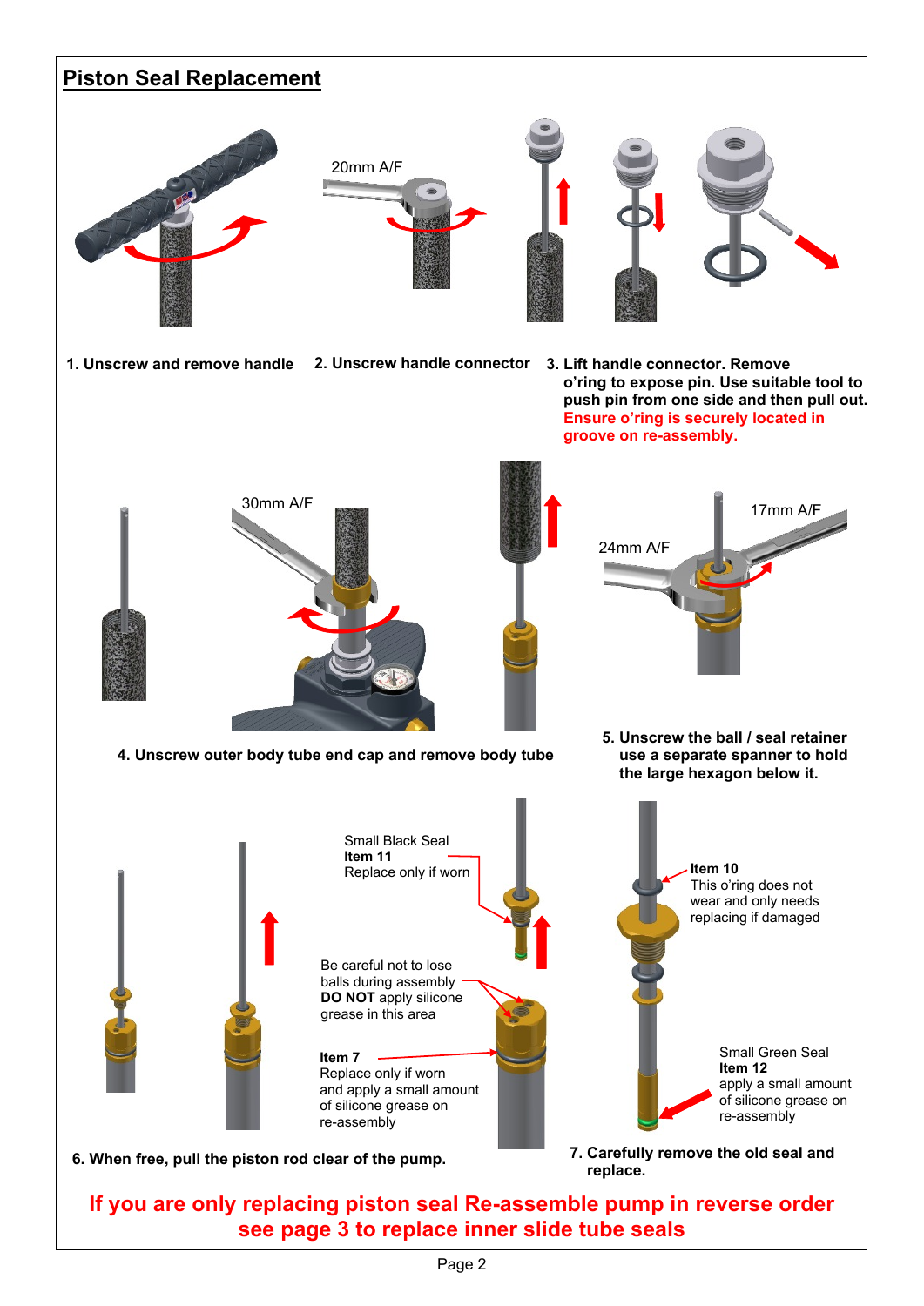# Piston Seal Replacement

20mm A/F

1. Unscrew and remove handle

2. Unscrew handle connector

3. Lift handle connector. Remove o'ring to expose pin. Use suitable tool to push pin from one side and then pull out. **Ensure o'ring is securely located in groove on re-assembly.**

30mm A/F

24mm A/F

17mm A/F

4. Unscrew outer body tube end cap and remove body tube

5. Unscrew the ball / seal retainer use a separate spanner to hold the large hexagon below it.

Small Black Seal
**Item 11**
Replace only if worn

Be careful not to lose balls during assembly **DO NOT** apply silicone grease in this area

**Item 7**
Replace only if worn and apply a small amount of silicone grease on re-assembly

**Item 10**
This o'ring does not wear and only needs replacing if damaged

Small Green Seal
**Item 12**
apply a small amount of silicone grease on re-assembly

6. When free, pull the piston rod clear of the pump.

7. Carefully remove the old seal and replace.

**If you are only replacing piston seal Re-assemble pump in reverse order see page 3 to replace inner slide tube seals**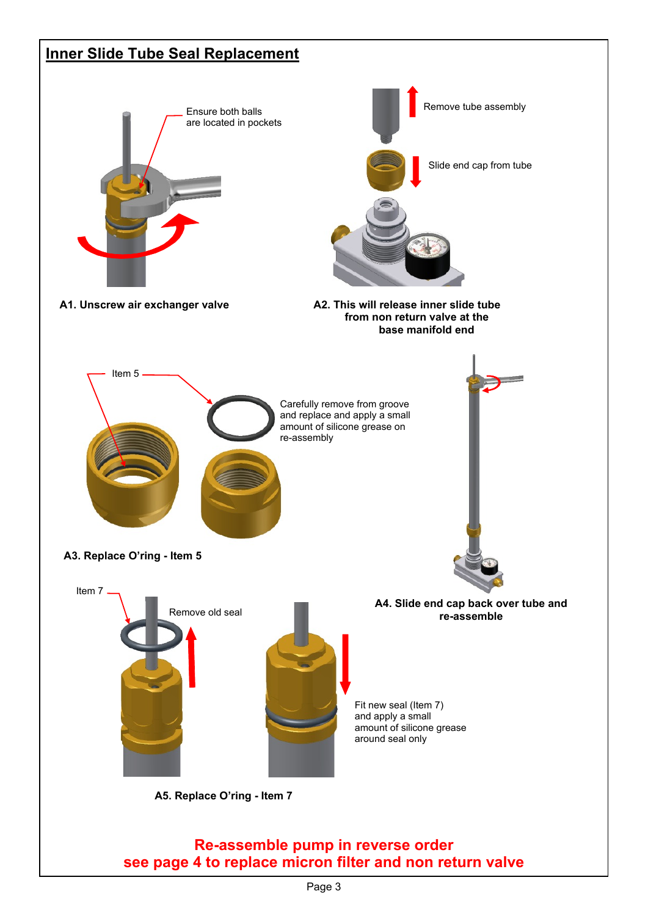# Inner Slide Tube Seal Replacement

Ensure both balls are located in pockets

**A1. Unscrew air exchanger valve**

Remove tube assembly

Slide end cap from tube

**A2. This will release inner slide tube from non return valve at the base manifold end**

Item 5

Carefully remove from groove and replace and apply a small amount of silicone grease on re-assembly

**A3. Replace O'ring - Item 5**

**A4. Slide end cap back over tube and re-assemble**

Item 7

Remove old seal

Fit new seal (Item 7) and apply a small amount of silicone grease around seal only

**A5. Replace O'ring - Item 7**

**Re-assemble pump in reverse order**
**see page 4 to replace micron filter and non return valve**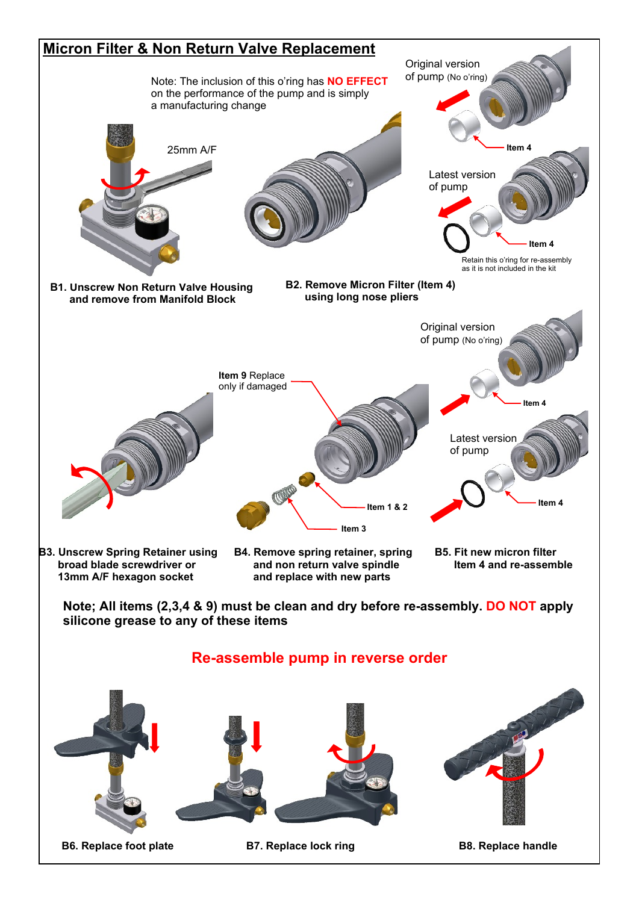# Micron Filter & Non Return Valve Replacement

Note: The inclusion of this o'ring has **NO EFFECT** on the performance of the pump and is simply a manufacturing change

25mm A/F

Original version of pump (No o'ring)

Item 4

Latest version of pump

Item 4

Retain this o'ring for re-assembly as it is not included in the kit

**B1. Unscrew Non Return Valve Housing and remove from Manifold Block**

**B2. Remove Micron Filter (Item 4) using long nose pliers**

**Item 9** Replace only if damaged

Item 1 & 2

Item 3

Original version of pump (No o'ring)

Item 4

Latest version of pump

Item 4

**B3. Unscrew Spring Retainer using broad blade screwdriver or 13mm A/F hexagon socket**

**B4. Remove spring retainer, spring and non return valve spindle and replace with new parts**

**B5. Fit new micron filter Item 4 and re-assemble**

**Note; All items (2,3,4 & 9) must be clean and dry before re-assembly. DO NOT apply silicone grease to any of these items**

## Re-assemble pump in reverse order

**B6. Replace foot plate**

**B7. Replace lock ring**

**B8. Replace handle**